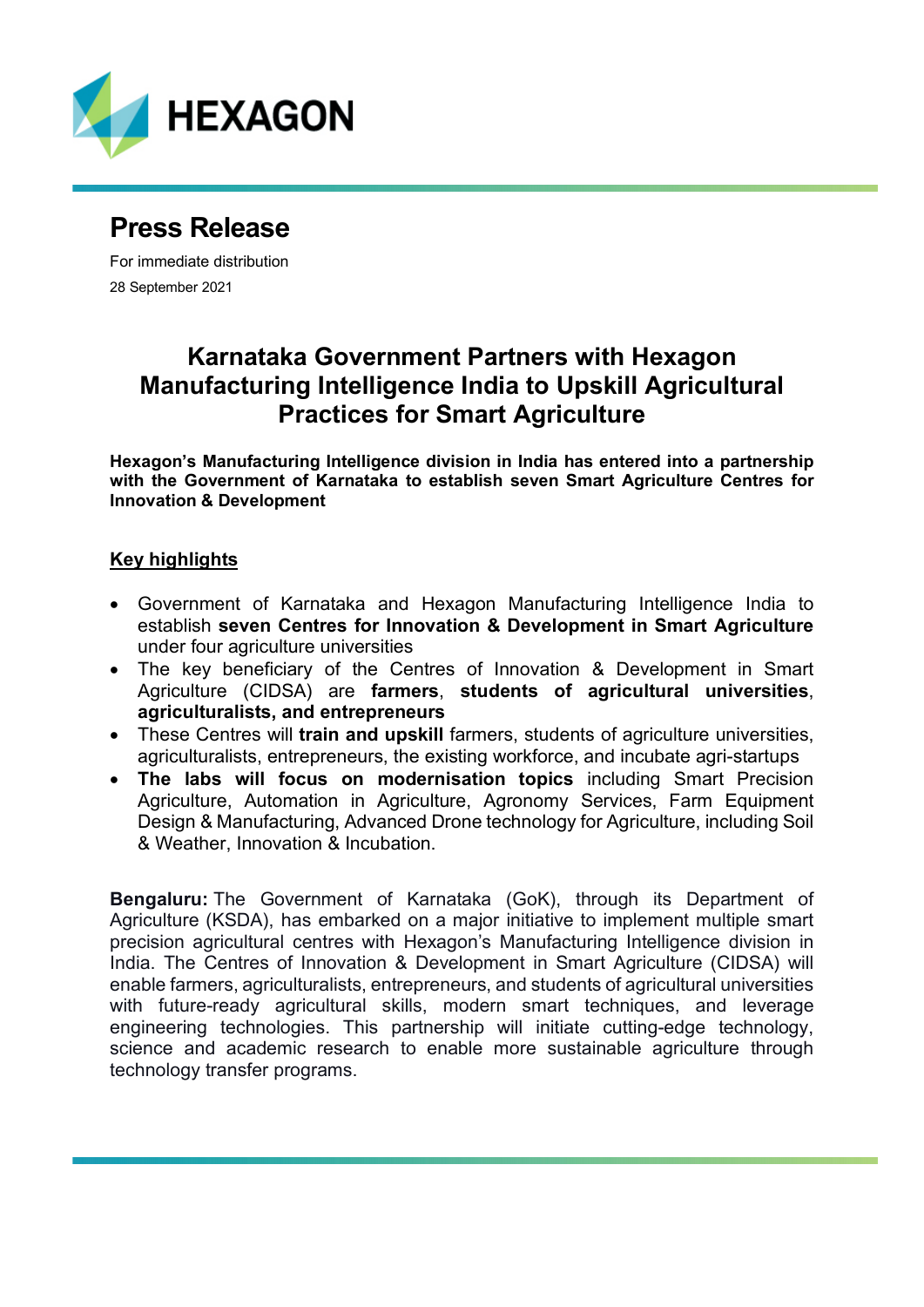HEXAGON

# Press Release

For immediate distribution

28 September 2021

## Karnataka Government Partners with Hexagon Manufacturing Intelligence India to Upskill Agricultural Practices for Smart Agriculture

**Hexagon's Manufacturing Intelligence division in India has entered into a partnership with the Government of Karnataka to establish seven Smart Agriculture Centres for Innovation & Development**

### Key highlights

- Government of Karnataka and Hexagon Manufacturing Intelligence India to establish **seven Centres for Innovation & Development in Smart Agriculture** under four agriculture universities
- The key beneficiary of the Centres of Innovation & Development in Smart Agriculture (CIDSA) are **farmers**, **students of agricultural universities**, **agriculturalists, and entrepreneurs**
- These Centres will **train and upskill** farmers, students of agriculture universities, agriculturalists, entrepreneurs, the existing workforce, and incubate agri-startups
- **The labs will focus on modernisation topics** including Smart Precision Agriculture, Automation in Agriculture, Agronomy Services, Farm Equipment Design & Manufacturing, Advanced Drone technology for Agriculture, including Soil & Weather, Innovation & Incubation.

**Bengaluru:** The Government of Karnataka (GoK), through its Department of Agriculture (KSDA), has embarked on a major initiative to implement multiple smart precision agricultural centres with Hexagon's Manufacturing Intelligence division in India. The Centres of Innovation & Development in Smart Agriculture (CIDSA) will enable farmers, agriculturalists, entrepreneurs, and students of agricultural universities with future-ready agricultural skills, modern smart techniques, and leverage engineering technologies. This partnership will initiate cutting-edge technology, science and academic research to enable more sustainable agriculture through technology transfer programs.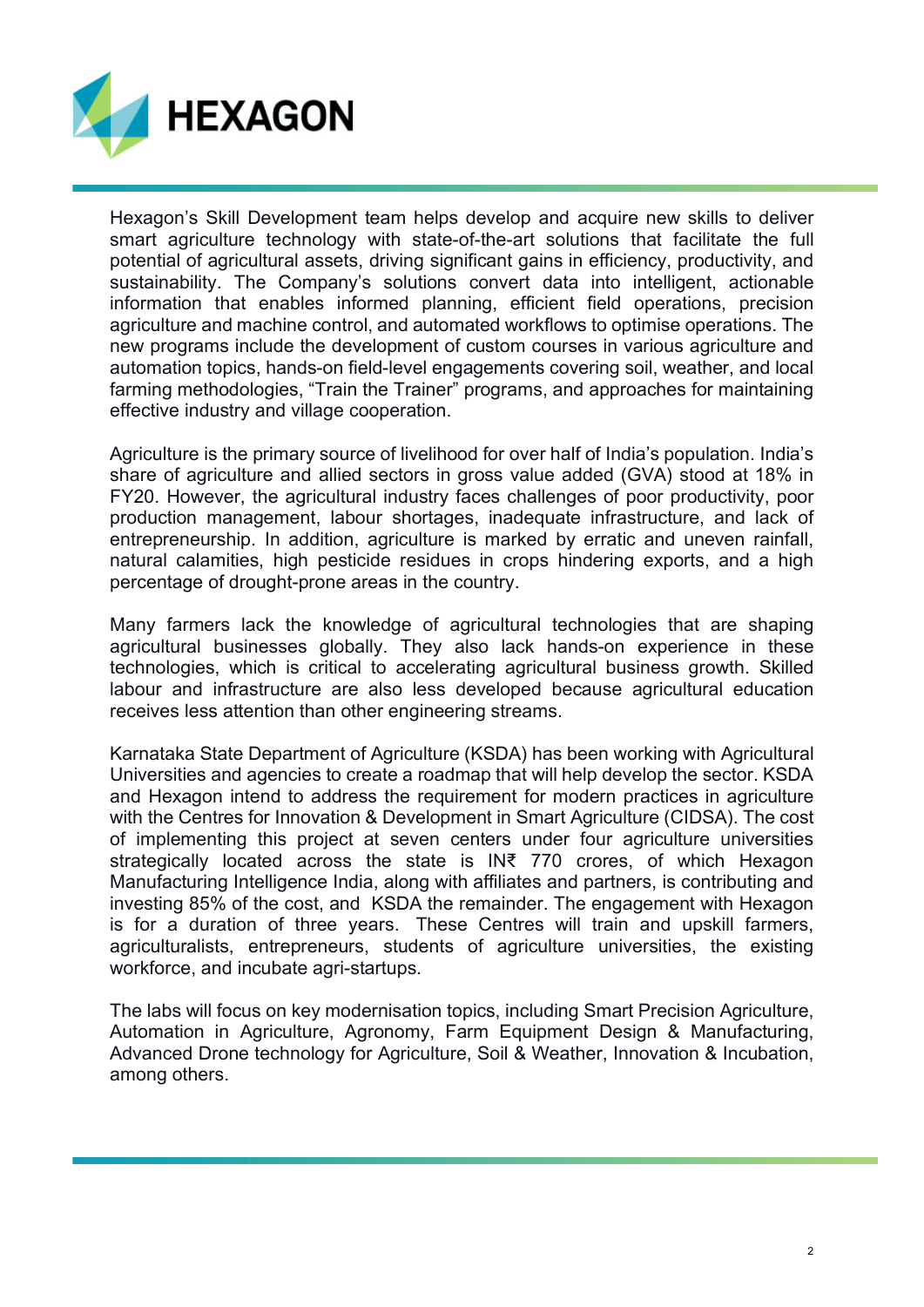Hexagon's Skill Development team helps develop and acquire new skills to deliver smart agriculture technology with state-of-the-art solutions that facilitate the full potential of agricultural assets, driving significant gains in efficiency, productivity, and sustainability. The Company's solutions convert data into intelligent, actionable information that enables informed planning, efficient field operations, precision agriculture and machine control, and automated workflows to optimise operations. The new programs include the development of custom courses in various agriculture and automation topics, hands-on field-level engagements covering soil, weather, and local farming methodologies, "Train the Trainer" programs, and approaches for maintaining effective industry and village cooperation.

Agriculture is the primary source of livelihood for over half of India's population. India's share of agriculture and allied sectors in gross value added (GVA) stood at 18% in FY20. However, the agricultural industry faces challenges of poor productivity, poor production management, labour shortages, inadequate infrastructure, and lack of entrepreneurship. In addition, agriculture is marked by erratic and uneven rainfall, natural calamities, high pesticide residues in crops hindering exports, and a high percentage of drought-prone areas in the country.

Many farmers lack the knowledge of agricultural technologies that are shaping agricultural businesses globally. They also lack hands-on experience in these technologies, which is critical to accelerating agricultural business growth. Skilled labour and infrastructure are also less developed because agricultural education receives less attention than other engineering streams.

Karnataka State Department of Agriculture (KSDA) has been working with Agricultural Universities and agencies to create a roadmap that will help develop the sector. KSDA and Hexagon intend to address the requirement for modern practices in agriculture with the Centres for Innovation & Development in Smart Agriculture (CIDSA). The cost of implementing this project at seven centers under four agriculture universities strategically located across the state is IN₹ 770 crores, of which Hexagon Manufacturing Intelligence India, along with affiliates and partners, is contributing and investing 85% of the cost, and KSDA the remainder. The engagement with Hexagon is for a duration of three years. These Centres will train and upskill farmers, agriculturalists, entrepreneurs, students of agriculture universities, the existing workforce, and incubate agri-startups.

The labs will focus on key modernisation topics, including Smart Precision Agriculture, Automation in Agriculture, Agronomy, Farm Equipment Design & Manufacturing, Advanced Drone technology for Agriculture, Soil & Weather, Innovation & Incubation, among others.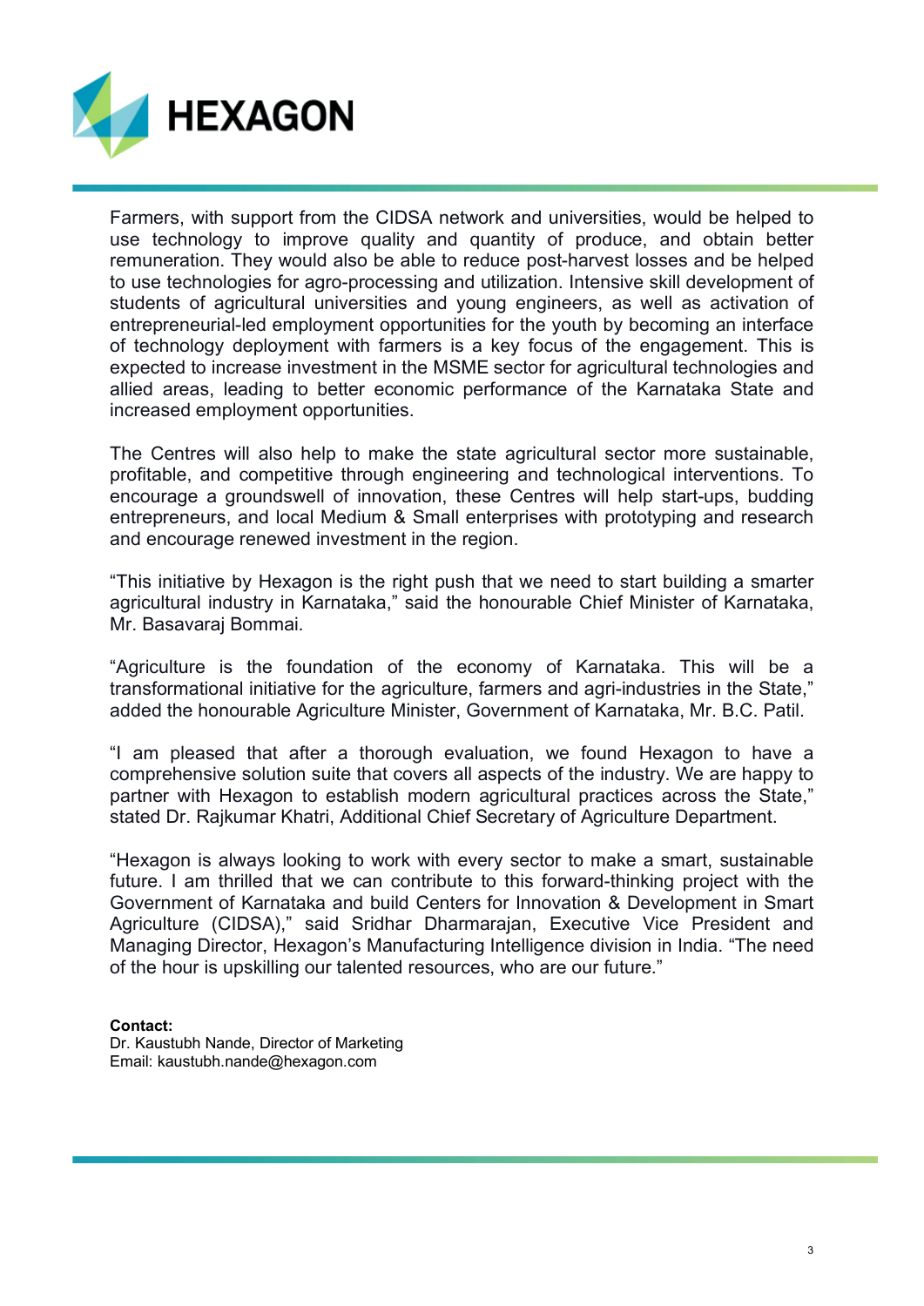Farmers, with support from the CIDSA network and universities, would be helped to use technology to improve quality and quantity of produce, and obtain better remuneration. They would also be able to reduce post-harvest losses and be helped to use technologies for agro-processing and utilization. Intensive skill development of students of agricultural universities and young engineers, as well as activation of entrepreneurial-led employment opportunities for the youth by becoming an interface of technology deployment with farmers is a key focus of the engagement. This is expected to increase investment in the MSME sector for agricultural technologies and allied areas, leading to better economic performance of the Karnataka State and increased employment opportunities.

The Centres will also help to make the state agricultural sector more sustainable, profitable, and competitive through engineering and technological interventions. To encourage a groundswell of innovation, these Centres will help start-ups, budding entrepreneurs, and local Medium & Small enterprises with prototyping and research and encourage renewed investment in the region.

"This initiative by Hexagon is the right push that we need to start building a smarter agricultural industry in Karnataka," said the honourable Chief Minister of Karnataka, Mr. Basavaraj Bommai.

"Agriculture is the foundation of the economy of Karnataka. This will be a transformational initiative for the agriculture, farmers and agri-industries in the State," added the honourable Agriculture Minister, Government of Karnataka, Mr. B.C. Patil.

"I am pleased that after a thorough evaluation, we found Hexagon to have a comprehensive solution suite that covers all aspects of the industry. We are happy to partner with Hexagon to establish modern agricultural practices across the State," stated Dr. Rajkumar Khatri, Additional Chief Secretary of Agriculture Department.

"Hexagon is always looking to work with every sector to make a smart, sustainable future. I am thrilled that we can contribute to this forward-thinking project with the Government of Karnataka and build Centers for Innovation & Development in Smart Agriculture (CIDSA)," said Sridhar Dharmarajan, Executive Vice President and Managing Director, Hexagon's Manufacturing Intelligence division in India. "The need of the hour is upskilling our talented resources, who are our future."

**Contact:**
Dr. Kaustubh Nande, Director of Marketing
Email: kaustubh.nande@hexagon.com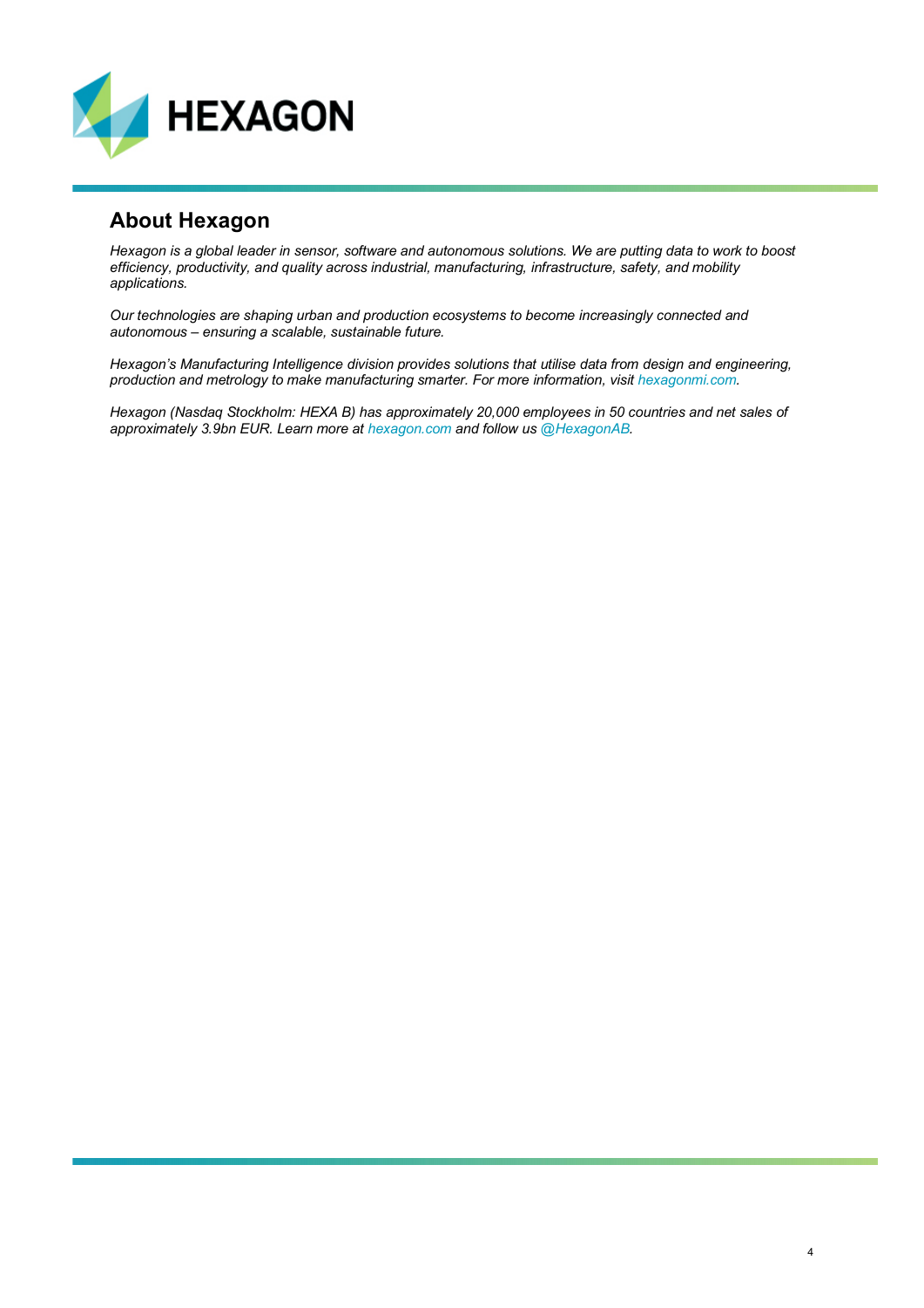## About Hexagon

*Hexagon is a global leader in sensor, software and autonomous solutions. We are putting data to work to boost efficiency, productivity, and quality across industrial, manufacturing, infrastructure, safety, and mobility applications.*

*Our technologies are shaping urban and production ecosystems to become increasingly connected and autonomous – ensuring a scalable, sustainable future.*

*Hexagon's Manufacturing Intelligence division provides solutions that utilise data from design and engineering, production and metrology to make manufacturing smarter. For more information, visit hexagonmi.com.*

*Hexagon (Nasdaq Stockholm: HEXA B) has approximately 20,000 employees in 50 countries and net sales of approximately 3.9bn EUR. Learn more at hexagon.com and follow us @HexagonAB.*